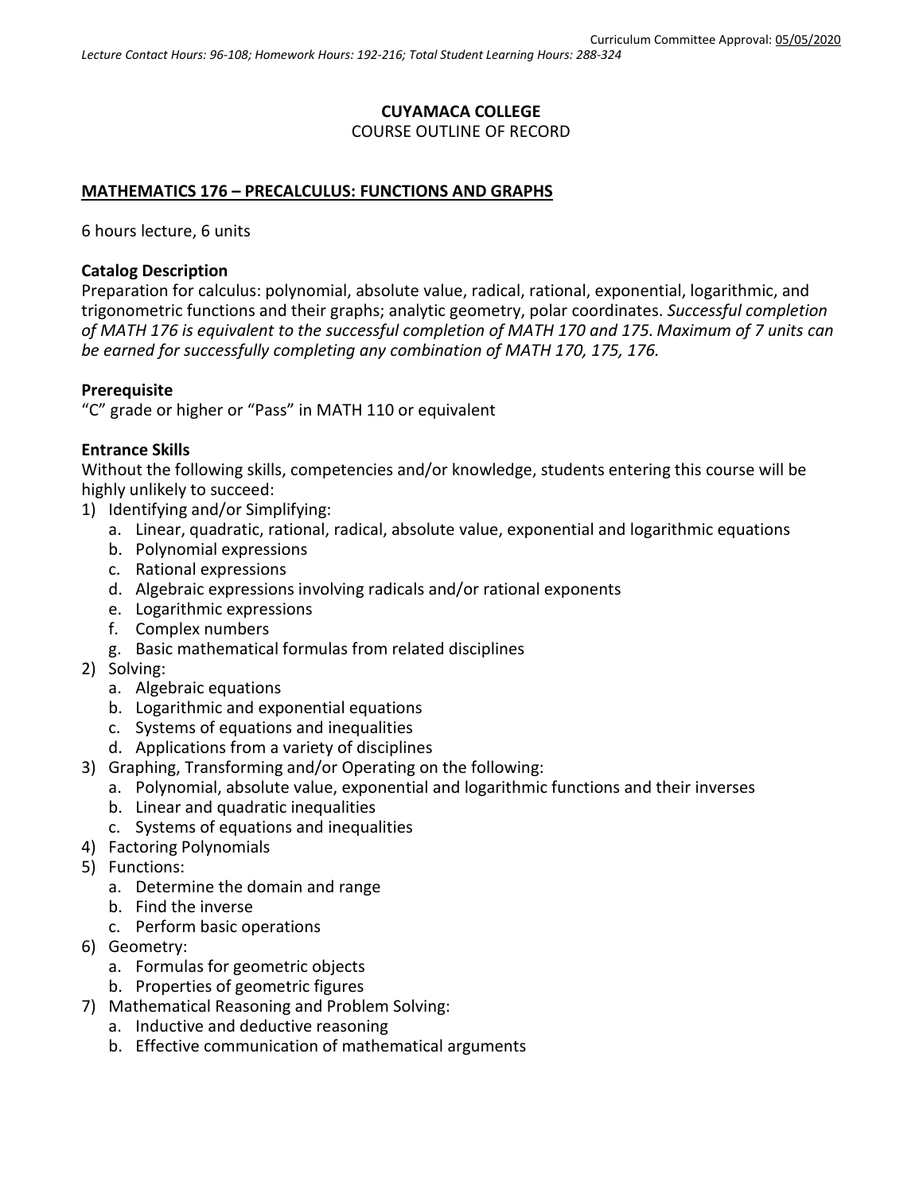Curriculum Committee Approval: 05/05/2020

*Lecture Contact Hours: 96-108; Homework Hours: 192-216; Total Student Learning Hours: 288-324*

**CUYAMACA COLLEGE**

COURSE OUTLINE OF RECORD

**MATHEMATICS 176 – PRECALCULUS: FUNCTIONS AND GRAPHS**

6 hours lecture, 6 units

**Catalog Description**

Preparation for calculus: polynomial, absolute value, radical, rational, exponential, logarithmic, and trigonometric functions and their graphs; analytic geometry, polar coordinates. *Successful completion of MATH 176 is equivalent to the successful completion of MATH 170 and 175. Maximum of 7 units can be earned for successfully completing any combination of MATH 170, 175, 176.*

**Prerequisite**

"C" grade or higher or "Pass" in MATH 110 or equivalent

**Entrance Skills**

Without the following skills, competencies and/or knowledge, students entering this course will be highly unlikely to succeed:

1) Identifying and/or Simplifying:
   a. Linear, quadratic, rational, radical, absolute value, exponential and logarithmic equations
   b. Polynomial expressions
   c. Rational expressions
   d. Algebraic expressions involving radicals and/or rational exponents
   e. Logarithmic expressions
   f. Complex numbers
   g. Basic mathematical formulas from related disciplines
2) Solving:
   a. Algebraic equations
   b. Logarithmic and exponential equations
   c. Systems of equations and inequalities
   d. Applications from a variety of disciplines
3) Graphing, Transforming and/or Operating on the following:
   a. Polynomial, absolute value, exponential and logarithmic functions and their inverses
   b. Linear and quadratic inequalities
   c. Systems of equations and inequalities
4) Factoring Polynomials
5) Functions:
   a. Determine the domain and range
   b. Find the inverse
   c. Perform basic operations
6) Geometry:
   a. Formulas for geometric objects
   b. Properties of geometric figures
7) Mathematical Reasoning and Problem Solving:
   a. Inductive and deductive reasoning
   b. Effective communication of mathematical arguments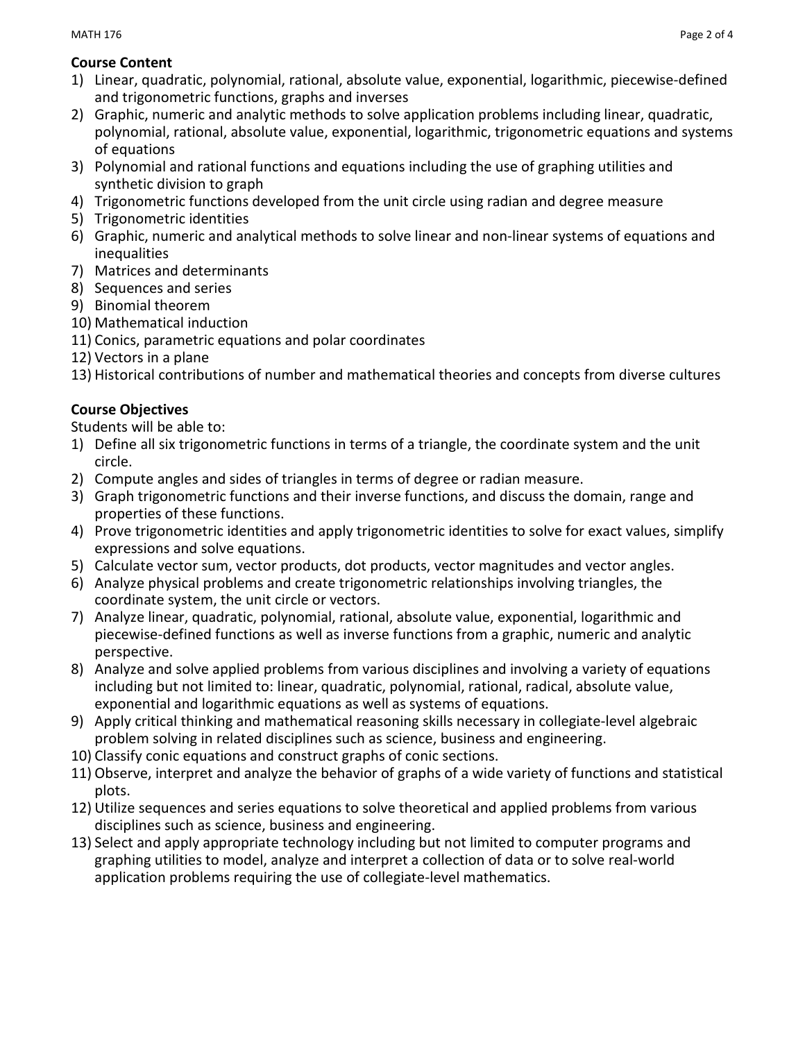**Course Content**

1) Linear, quadratic, polynomial, rational, absolute value, exponential, logarithmic, piecewise-defined and trigonometric functions, graphs and inverses
2) Graphic, numeric and analytic methods to solve application problems including linear, quadratic, polynomial, rational, absolute value, exponential, logarithmic, trigonometric equations and systems of equations
3) Polynomial and rational functions and equations including the use of graphing utilities and synthetic division to graph
4) Trigonometric functions developed from the unit circle using radian and degree measure
5) Trigonometric identities
6) Graphic, numeric and analytical methods to solve linear and non-linear systems of equations and inequalities
7) Matrices and determinants
8) Sequences and series
9) Binomial theorem
10) Mathematical induction
11) Conics, parametric equations and polar coordinates
12) Vectors in a plane
13) Historical contributions of number and mathematical theories and concepts from diverse cultures

**Course Objectives**

Students will be able to:

1) Define all six trigonometric functions in terms of a triangle, the coordinate system and the unit circle.
2) Compute angles and sides of triangles in terms of degree or radian measure.
3) Graph trigonometric functions and their inverse functions, and discuss the domain, range and properties of these functions.
4) Prove trigonometric identities and apply trigonometric identities to solve for exact values, simplify expressions and solve equations.
5) Calculate vector sum, vector products, dot products, vector magnitudes and vector angles.
6) Analyze physical problems and create trigonometric relationships involving triangles, the coordinate system, the unit circle or vectors.
7) Analyze linear, quadratic, polynomial, rational, absolute value, exponential, logarithmic and piecewise-defined functions as well as inverse functions from a graphic, numeric and analytic perspective.
8) Analyze and solve applied problems from various disciplines and involving a variety of equations including but not limited to: linear, quadratic, polynomial, rational, radical, absolute value, exponential and logarithmic equations as well as systems of equations.
9) Apply critical thinking and mathematical reasoning skills necessary in collegiate-level algebraic problem solving in related disciplines such as science, business and engineering.
10) Classify conic equations and construct graphs of conic sections.
11) Observe, interpret and analyze the behavior of graphs of a wide variety of functions and statistical plots.
12) Utilize sequences and series equations to solve theoretical and applied problems from various disciplines such as science, business and engineering.
13) Select and apply appropriate technology including but not limited to computer programs and graphing utilities to model, analyze and interpret a collection of data or to solve real-world application problems requiring the use of collegiate-level mathematics.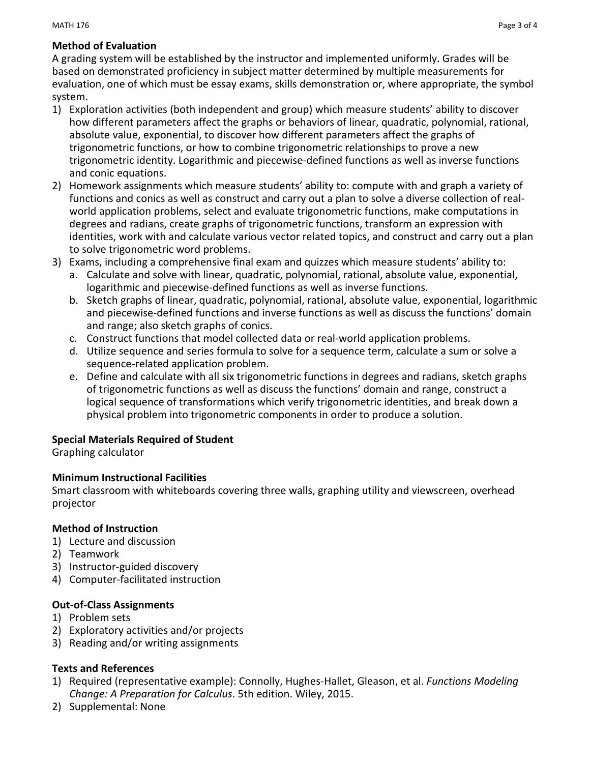**Method of Evaluation**

A grading system will be established by the instructor and implemented uniformly. Grades will be based on demonstrated proficiency in subject matter determined by multiple measurements for evaluation, one of which must be essay exams, skills demonstration or, where appropriate, the symbol system.

1) Exploration activities (both independent and group) which measure students' ability to discover how different parameters affect the graphs or behaviors of linear, quadratic, polynomial, rational, absolute value, exponential, to discover how different parameters affect the graphs of trigonometric functions, or how to combine trigonometric relationships to prove a new trigonometric identity. Logarithmic and piecewise-defined functions as well as inverse functions and conic equations.
2) Homework assignments which measure students' ability to: compute with and graph a variety of functions and conics as well as construct and carry out a plan to solve a diverse collection of real-world application problems, select and evaluate trigonometric functions, make computations in degrees and radians, create graphs of trigonometric functions, transform an expression with identities, work with and calculate various vector related topics, and construct and carry out a plan to solve trigonometric word problems.
3) Exams, including a comprehensive final exam and quizzes which measure students' ability to:
   a. Calculate and solve with linear, quadratic, polynomial, rational, absolute value, exponential, logarithmic and piecewise-defined functions as well as inverse functions.
   b. Sketch graphs of linear, quadratic, polynomial, rational, absolute value, exponential, logarithmic and piecewise-defined functions and inverse functions as well as discuss the functions' domain and range; also sketch graphs of conics.
   c. Construct functions that model collected data or real-world application problems.
   d. Utilize sequence and series formula to solve for a sequence term, calculate a sum or solve a sequence-related application problem.
   e. Define and calculate with all six trigonometric functions in degrees and radians, sketch graphs of trigonometric functions as well as discuss the functions' domain and range, construct a logical sequence of transformations which verify trigonometric identities, and break down a physical problem into trigonometric components in order to produce a solution.

**Special Materials Required of Student**

Graphing calculator

**Minimum Instructional Facilities**

Smart classroom with whiteboards covering three walls, graphing utility and viewscreen, overhead projector

**Method of Instruction**

1) Lecture and discussion
2) Teamwork
3) Instructor-guided discovery
4) Computer-facilitated instruction

**Out-of-Class Assignments**

1) Problem sets
2) Exploratory activities and/or projects
3) Reading and/or writing assignments

**Texts and References**

1) Required (representative example): Connolly, Hughes-Hallet, Gleason, et al. *Functions Modeling Change: A Preparation for Calculus*. 5th edition. Wiley, 2015.
2) Supplemental: None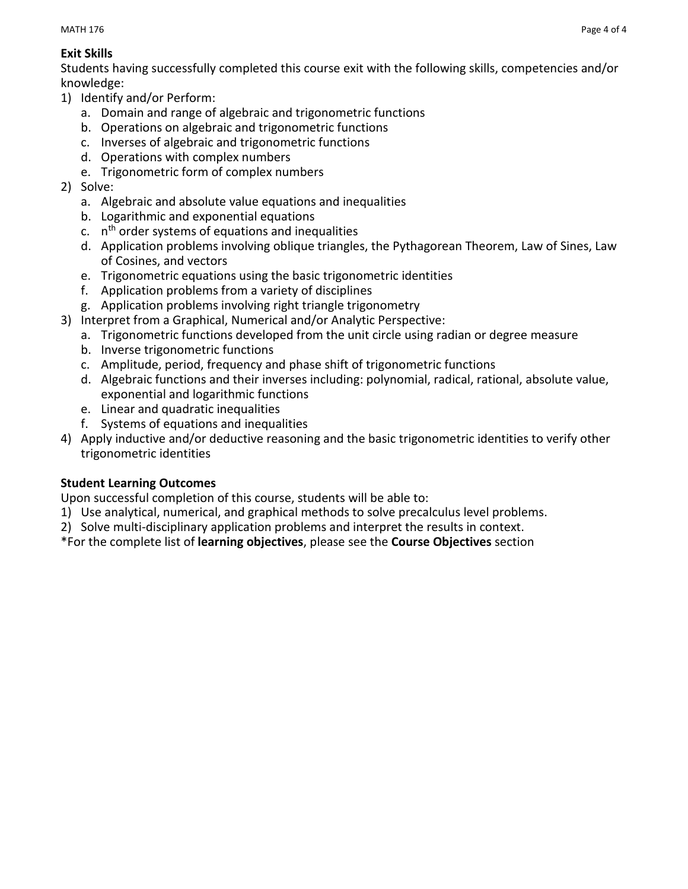**Exit Skills**

Students having successfully completed this course exit with the following skills, competencies and/or knowledge:

1) Identify and/or Perform:
   a. Domain and range of algebraic and trigonometric functions
   b. Operations on algebraic and trigonometric functions
   c. Inverses of algebraic and trigonometric functions
   d. Operations with complex numbers
   e. Trigonometric form of complex numbers
2) Solve:
   a. Algebraic and absolute value equations and inequalities
   b. Logarithmic and exponential equations
   c. $n^{th}$ order systems of equations and inequalities
   d. Application problems involving oblique triangles, the Pythagorean Theorem, Law of Sines, Law of Cosines, and vectors
   e. Trigonometric equations using the basic trigonometric identities
   f. Application problems from a variety of disciplines
   g. Application problems involving right triangle trigonometry
3) Interpret from a Graphical, Numerical and/or Analytic Perspective:
   a. Trigonometric functions developed from the unit circle using radian or degree measure
   b. Inverse trigonometric functions
   c. Amplitude, period, frequency and phase shift of trigonometric functions
   d. Algebraic functions and their inverses including: polynomial, radical, rational, absolute value, exponential and logarithmic functions
   e. Linear and quadratic inequalities
   f. Systems of equations and inequalities
4) Apply inductive and/or deductive reasoning and the basic trigonometric identities to verify other trigonometric identities

**Student Learning Outcomes**

Upon successful completion of this course, students will be able to:

1) Use analytical, numerical, and graphical methods to solve precalculus level problems.
2) Solve multi-disciplinary application problems and interpret the results in context.

*For the complete list of **learning objectives**, please see the **Course Objectives** section